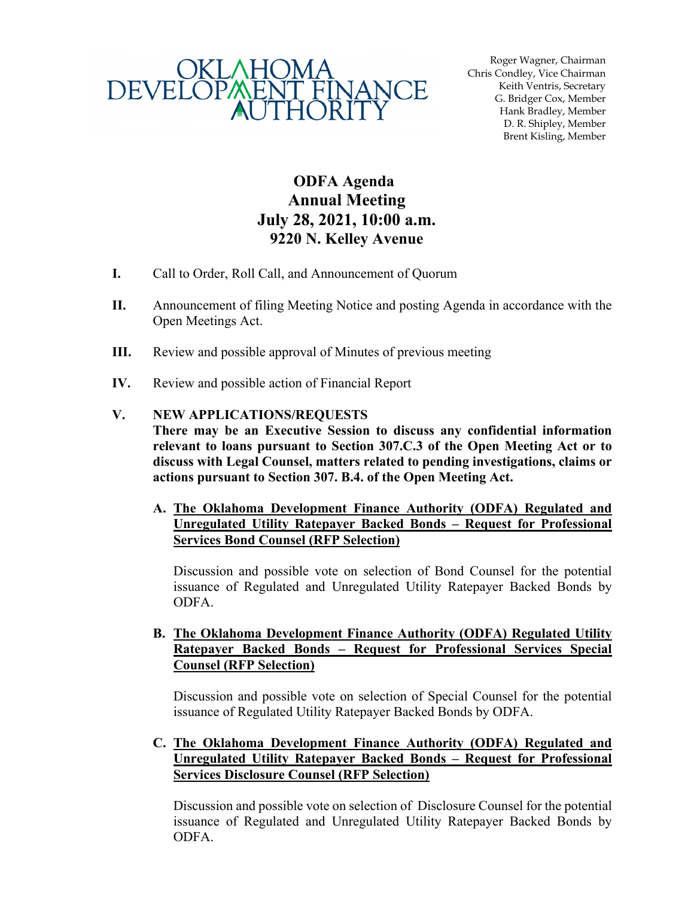OKLAHOMA DEVELOPMENT FINANCE AUTHORITY

Roger Wagner, Chairman
Chris Condley, Vice Chairman
Keith Ventris, Secretary
G. Bridger Cox, Member
Hank Bradley, Member
D. R. Shipley, Member
Brent Kisling, Member

# ODFA Agenda
# Annual Meeting
# July 28, 2021, 10:00 a.m.
# 9220 N. Kelley Avenue

**I.** Call to Order, Roll Call, and Announcement of Quorum

**II.** Announcement of filing Meeting Notice and posting Agenda in accordance with the Open Meetings Act.

**III.** Review and possible approval of Minutes of previous meeting

**IV.** Review and possible action of Financial Report

**V. NEW APPLICATIONS/REQUESTS**
**There may be an Executive Session to discuss any confidential information relevant to loans pursuant to Section 307.C.3 of the Open Meeting Act or to discuss with Legal Counsel, matters related to pending investigations, claims or actions pursuant to Section 307. B.4. of the Open Meeting Act.**

**A. The Oklahoma Development Finance Authority (ODFA) Regulated and Unregulated Utility Ratepayer Backed Bonds – Request for Professional Services Bond Counsel (RFP Selection)**

Discussion and possible vote on selection of Bond Counsel for the potential issuance of Regulated and Unregulated Utility Ratepayer Backed Bonds by ODFA.

**B. The Oklahoma Development Finance Authority (ODFA) Regulated Utility Ratepayer Backed Bonds – Request for Professional Services Special Counsel (RFP Selection)**

Discussion and possible vote on selection of Special Counsel for the potential issuance of Regulated Utility Ratepayer Backed Bonds by ODFA.

**C. The Oklahoma Development Finance Authority (ODFA) Regulated and Unregulated Utility Ratepayer Backed Bonds – Request for Professional Services Disclosure Counsel (RFP Selection)**

Discussion and possible vote on selection of Disclosure Counsel for the potential issuance of Regulated and Unregulated Utility Ratepayer Backed Bonds by ODFA.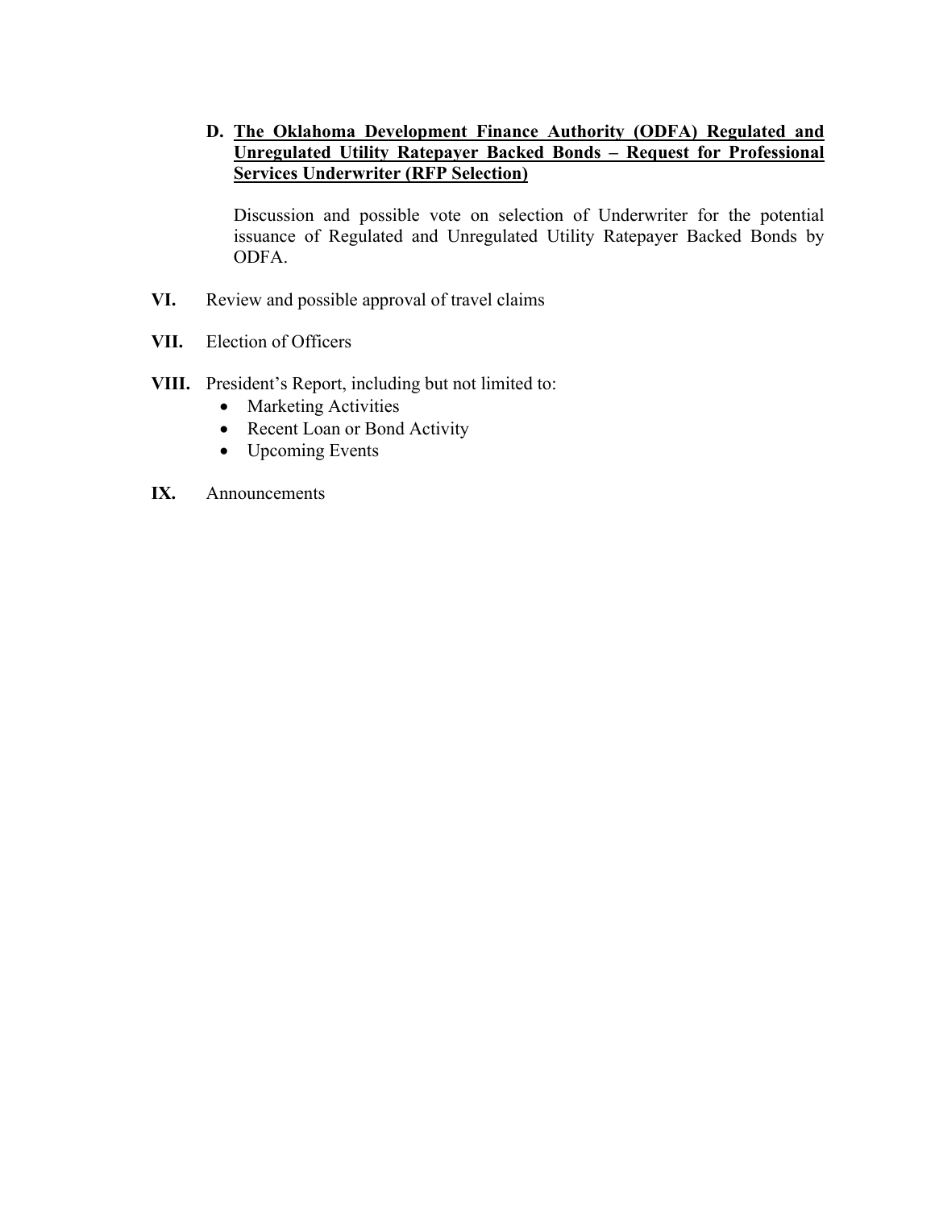**D. <u>The Oklahoma Development Finance Authority (ODFA) Regulated and Unregulated Utility Ratepayer Backed Bonds – Request for Professional Services Underwriter (RFP Selection)</u>**

Discussion and possible vote on selection of Underwriter for the potential issuance of Regulated and Unregulated Utility Ratepayer Backed Bonds by ODFA.

**VI.** Review and possible approval of travel claims

**VII.** Election of Officers

**VIII.** President's Report, including but not limited to:

- Marketing Activities
- Recent Loan or Bond Activity
- Upcoming Events

**IX.** Announcements